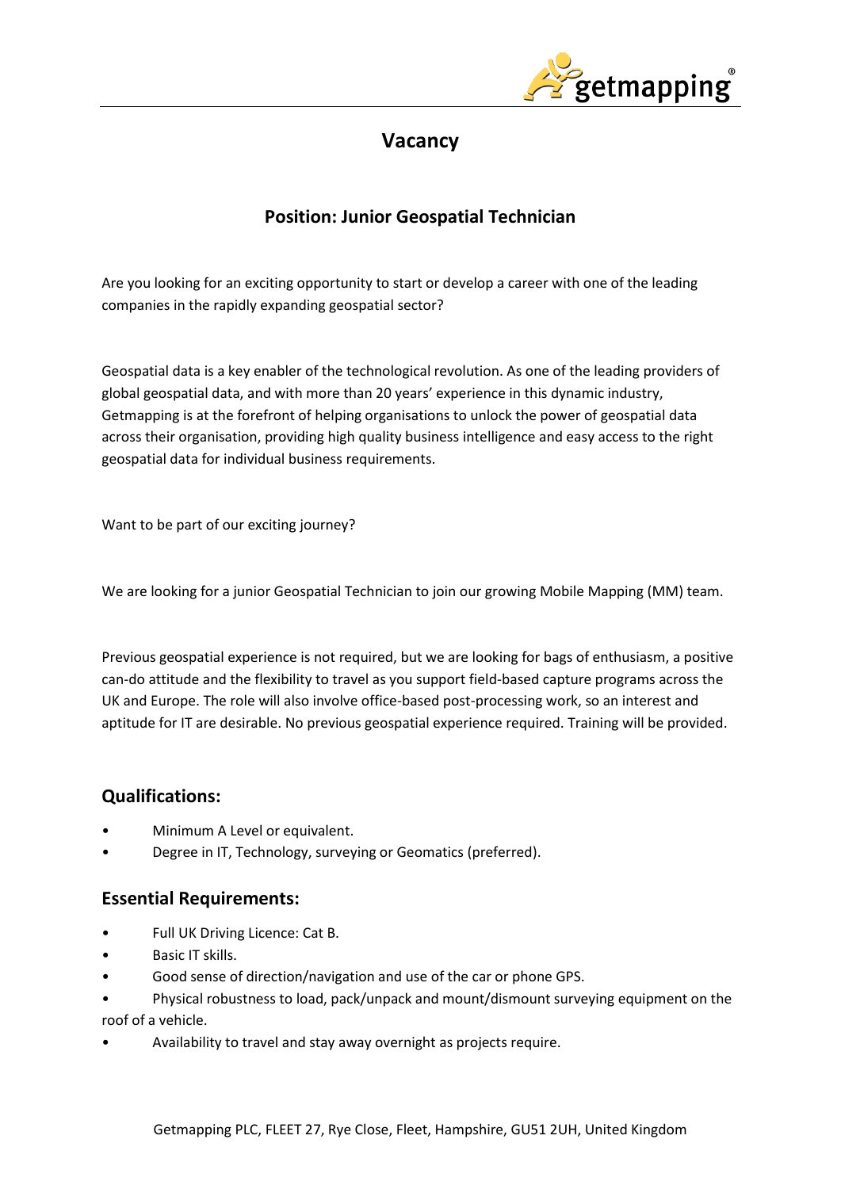# Vacancy

## Position: Junior Geospatial Technician

Are you looking for an exciting opportunity to start or develop a career with one of the leading companies in the rapidly expanding geospatial sector?

Geospatial data is a key enabler of the technological revolution. As one of the leading providers of global geospatial data, and with more than 20 years' experience in this dynamic industry, Getmapping is at the forefront of helping organisations to unlock the power of geospatial data across their organisation, providing high quality business intelligence and easy access to the right geospatial data for individual business requirements.

Want to be part of our exciting journey?

We are looking for a junior Geospatial Technician to join our growing Mobile Mapping (MM) team.

Previous geospatial experience is not required, but we are looking for bags of enthusiasm, a positive can-do attitude and the flexibility to travel as you support field-based capture programs across the UK and Europe. The role will also involve office-based post-processing work, so an interest and aptitude for IT are desirable. No previous geospatial experience required. Training will be provided.

### Qualifications:

- Minimum A Level or equivalent.
- Degree in IT, Technology, surveying or Geomatics (preferred).

### Essential Requirements:

- Full UK Driving Licence: Cat B.
- Basic IT skills.
- Good sense of direction/navigation and use of the car or phone GPS.
- Physical robustness to load, pack/unpack and mount/dismount surveying equipment on the roof of a vehicle.
- Availability to travel and stay away overnight as projects require.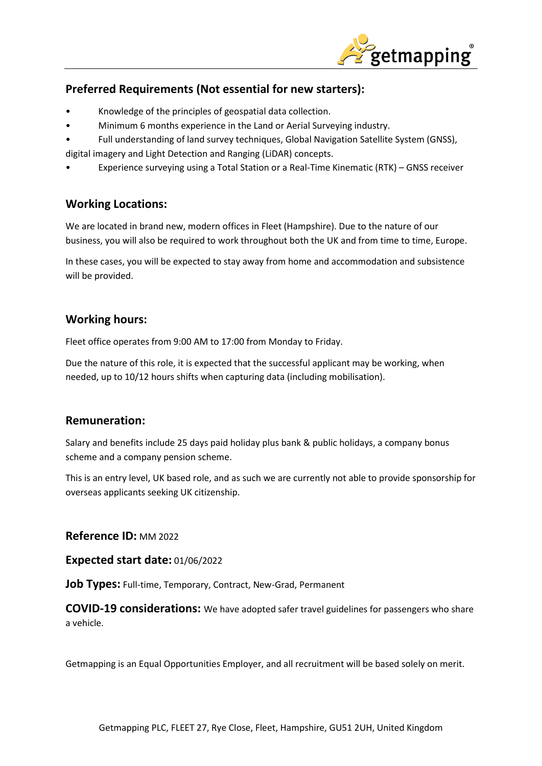## Preferred Requirements (Not essential for new starters):

- Knowledge of the principles of geospatial data collection.
- Minimum 6 months experience in the Land or Aerial Surveying industry.
- Full understanding of land survey techniques, Global Navigation Satellite System (GNSS), digital imagery and Light Detection and Ranging (LiDAR) concepts.
- Experience surveying using a Total Station or a Real-Time Kinematic (RTK) – GNSS receiver

## Working Locations:

We are located in brand new, modern offices in Fleet (Hampshire). Due to the nature of our business, you will also be required to work throughout both the UK and from time to time, Europe.

In these cases, you will be expected to stay away from home and accommodation and subsistence will be provided.

## Working hours:

Fleet office operates from 9:00 AM to 17:00 from Monday to Friday.

Due the nature of this role, it is expected that the successful applicant may be working, when needed, up to 10/12 hours shifts when capturing data (including mobilisation).

## Remuneration:

Salary and benefits include 25 days paid holiday plus bank & public holidays, a company bonus scheme and a company pension scheme.

This is an entry level, UK based role, and as such we are currently not able to provide sponsorship for overseas applicants seeking UK citizenship.

**Reference ID:** MM 2022

**Expected start date:** 01/06/2022

**Job Types:** Full-time, Temporary, Contract, New-Grad, Permanent

**COVID-19 considerations:** We have adopted safer travel guidelines for passengers who share a vehicle.

Getmapping is an Equal Opportunities Employer, and all recruitment will be based solely on merit.

Getmapping PLC, FLEET 27, Rye Close, Fleet, Hampshire, GU51 2UH, United Kingdom